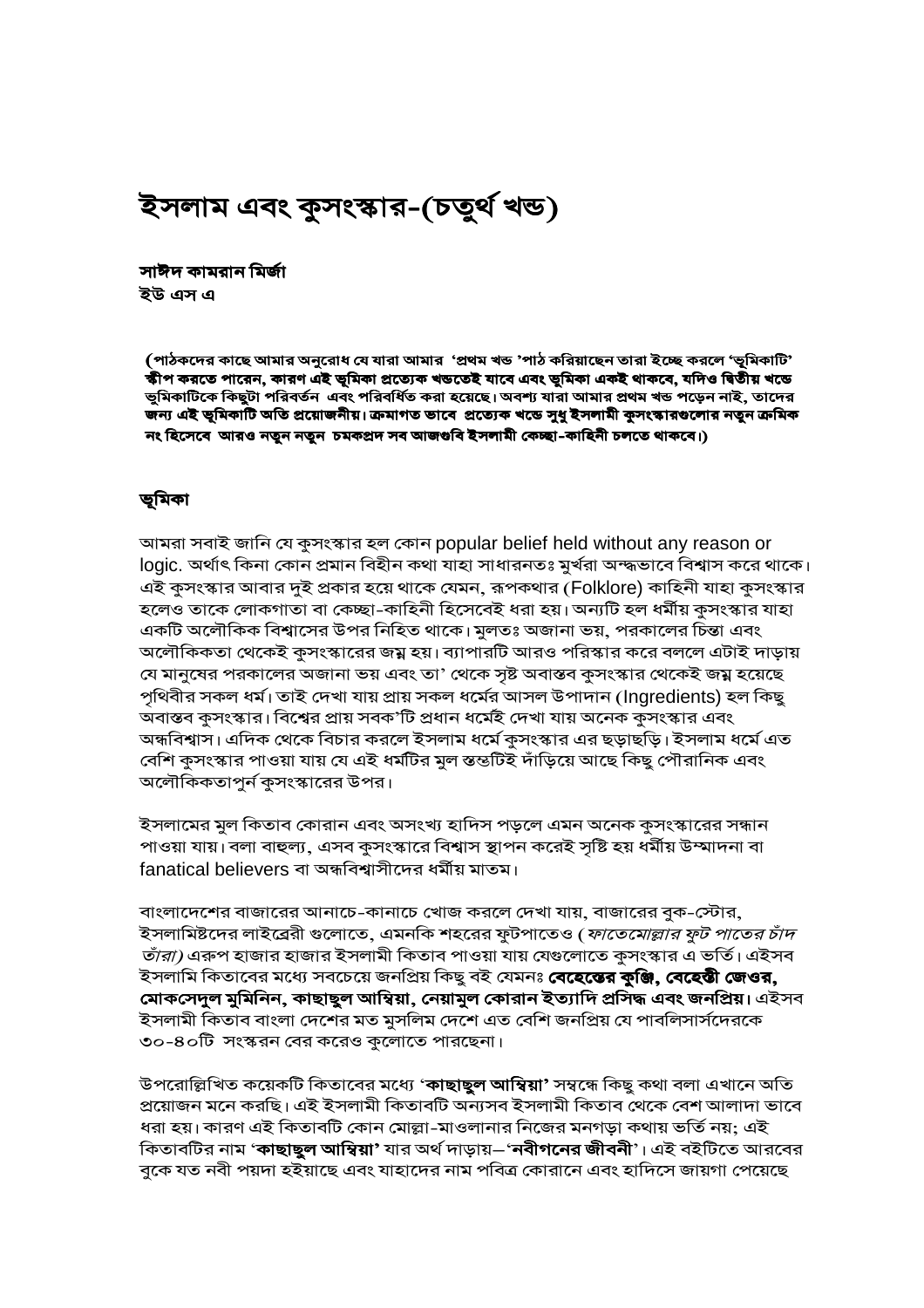# ইসলাম এবং কুসংস্কার-(চতুর্থ খন্ড)

**সাঈদ কামরান মির্জা**
**ইউ এস এ**

**(পাঠকদের কাছে আমার অনুরোধ যে যারা আমার 'প্রথম খন্ড 'পাঠ করিয়াছেন তারা ইচ্ছে করলে 'ভূমিকাটি' স্কীপ করতে পারেন, কারণ এই ভূমিকা প্রত্যেক খন্ডতেই যাবে এবং ভূমিকা একই থাকবে, যদিও দ্বিতীয় খন্ডে ভূমিকাটিকে কিছুটা পরিবর্তন এবং পরিবর্ধিত করা হয়েছে। অবশ্য যারা আমার প্রথম খন্ড পড়েন নাই, তাদের জন্য এই ভূমিকাটি অতি প্রয়োজনীয়। ক্রমাগত ভাবে প্রত্যেক খন্ডে সুধু ইসলামী কুসংস্কারগুলোর নতুন ক্রমিক নং হিসেবে আরও নতুন নতুন চমকপ্রদ সব আজগুবি ইসলামী কেচ্ছা-কাহিনী চলতে থাকবে।)**

## ভূমিকা

আমরা সবাই জানি যে কুসংস্কার হল কোন popular belief held without any reason or logic. অর্থাৎ কিনা কোন প্রমান বিহীন কথা যাহা সাধারনতঃ মুর্খরা অন্ধভাবে বিশ্বাস করে থাকে। এই কুসংস্কার আবার দুই প্রকার হয়ে থাকে যেমন, রূপকথার (Folklore) কাহিনী যাহা কুসংস্কার হলেও তাকে লোকগাতা বা কেচ্ছা-কাহিনী হিসেবেই ধরা হয়। অন্যটি হল ধর্মীয় কুসংস্কার যাহা একটি অলৌকিক বিশ্বাসের উপর নিহিত থাকে। মুলতঃ অজানা ভয়, পরকালের চিন্তা এবং অলৌকিকতা থেকেই কুসংস্কারের জন্ম হয়। ব্যাপারটি আরও পরিস্কার করে বললে এটাই দাড়ায় যে মানুষের পরকালের অজানা ভয় এবং তা' থেকে সৃষ্ট অবাস্তব কুসংস্কার থেকেই জন্ম হয়েছে পৃথিবীর সকল ধর্ম। তাই দেখা যায় প্রায় সকল ধর্মের আসল উপাদান (Ingredients) হল কিছু অবাস্তব কুসংস্কার। বিশ্বের প্রায় সবক'টি প্রধান ধর্মেই দেখা যায় অনেক কুসংস্কার এবং অন্ধবিশ্বাস। এদিক থেকে বিচার করলে ইসলাম ধর্মে কুসংস্কার এর ছড়াছড়ি। ইসলাম ধর্মে এত বেশি কুসংস্কার পাওয়া যায় যে এই ধর্মটির মুল স্তম্ভটিই দাঁড়িয়ে আছে কিছু পৌরানিক এবং অলৌকিকতাপুর্ন কুসংস্কারের উপর।

ইসলামের মুল কিতাব কোরান এবং অসংখ্য হাদিস পড়লে এমন অনেক কুসংস্কারের সন্ধান পাওয়া যায়। বলা বাহুল্য, এসব কুসংস্কারে বিশ্বাস স্থাপন করেই সৃষ্টি হয় ধর্মীয় উম্মাদনা বা fanatical believers বা অন্ধবিশ্বাসীদের ধর্মীয় মাতম।

বাংলাদেশের বাজারের আনাচে-কানাচে খোজ করলে দেখা যায়, বাজারের বুক-স্টোর, ইসলামিষ্টদের লাইব্রেরী গুলোতে, এমনকি শহরের ফুটপাতেও (*ফাতেমোল্লার ফুট পাতের চাঁদ তাঁরা)* এরুপ হাজার হাজার ইসলামী কিতাব পাওয়া যায় যেগুলোতে কুসংস্কার এ ভর্তি। এইসব ইসলামি কিতাবের মধ্যে সবচেয়ে জনপ্রিয় কিছু বই যেমনঃ **বেহেস্তের কুঞ্জি, বেহেস্তী জেওর, মোকসেদুল মুমিনিন, কাছাছুল আম্বিয়া, নেয়ামুল কোরান ইত্যাদি প্রসিদ্ধ এবং জনপ্রিয়।** এইসব ইসলামী কিতাব বাংলা দেশের মত মুসলিম দেশে এত বেশি জনপ্রিয় যে পাবলিসার্সদেরকে ৩০-৪০টি সংস্করন বের করেও কুলোতে পারছেনা।

উপরোল্লিখিত কয়েকটি কিতাবের মধ্যে '**কাছাছুল আম্বিয়া'** সম্বন্ধে কিছু কথা বলা এখানে অতি প্রয়োজন মনে করছি। এই ইসলামী কিতাবটি অন্যসব ইসলামী কিতাব থেকে বেশ আলাদা ভাবে ধরা হয়। কারণ এই কিতাবটি কোন মোল্লা-মাওলানার নিজের মনগড়া কথায় ভর্তি নয়; এই কিতাবটির নাম '**কাছাছুল আম্বিয়া'** যার অর্থ দাড়ায়–'**নবীগনের জীবনী**'। এই বইটিতে আরবের বুকে যত নবী পয়দা হইয়াছে এবং যাহাদের নাম পবিত্র কোরানে এবং হাদিসে জায়গা পেয়েছে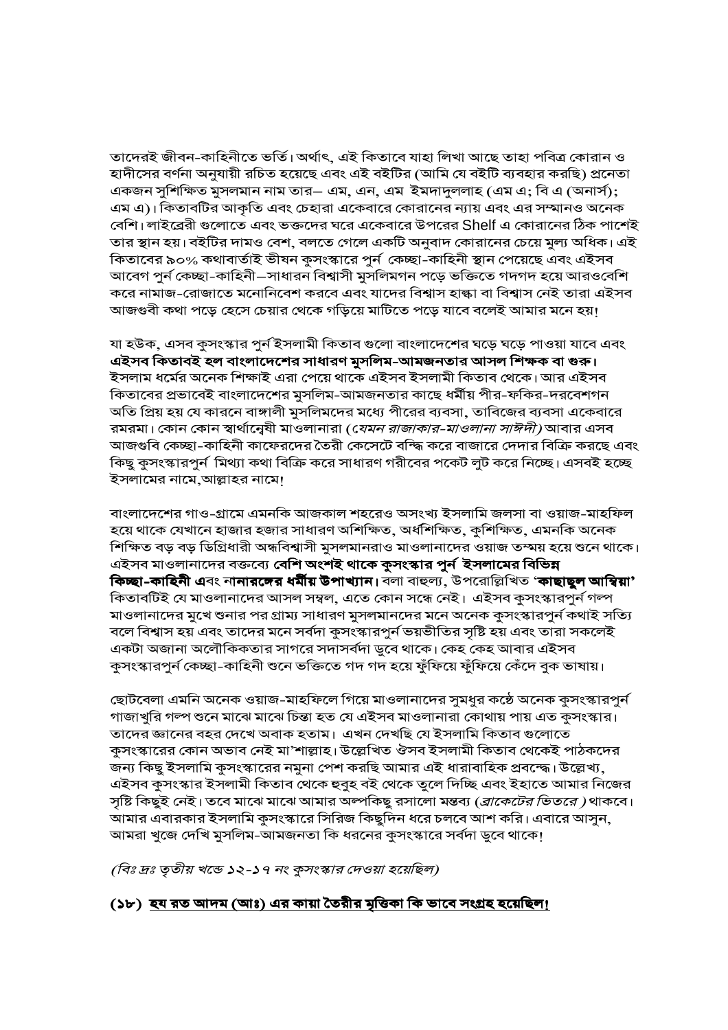তাদেরই জীবন-কাহিনীতে ভর্তি। অর্থাৎ, এই কিতাবে যাহা লিখা আছে তাহা পবিত্র কোরান ও হাদীসের বর্ণনা অনুযায়ী রচিত হয়েছে এবং এই বইটির (আমি যে বইটি ব্যবহার করছি) প্রনেতা একজন সুশিক্ষিত মুসলমান নাম তার– এম, এন, এম ইমদাদুললাহ (এম এ; বি এ (অনার্স); এম এ)। কিতাবটির আকৃতি এবং চেহারা একেবারে কোরানের ন্যায় এবং এর সম্মানও অনেক বেশি। লাইব্রেরী গুলোতে এবং ভক্তদের ঘরে একেবারে উপরের Shelf এ কোরানের ঠিক পাশেই তার স্থান হয়। বইটির দামও বেশ, বলতে গেলে একটি অনুবাদ কোরানের চেয়ে মুল্য অধিক। এই কিতাবের ৯০% কথাবার্তাই ভীষন কুসংস্কারে পুর্ন কেচ্ছা-কাহিনী স্থান পেয়েছে এবং এইসব আবেগ পুর্ন কেচ্ছা-কাহিনী–সাধারন বিশ্বাসী মুসলিমগন পড়ে ভক্তিতে গদগদ হয়ে আরওবেশি করে নামাজ-রোজাতে মনোনিবেশ করবে এবং যাদের বিশ্বাস হাল্কা বা বিশ্বাস নেই তারা এইসব আজগুবী কথা পড়ে হেসে চেয়ার থেকে গড়িয়ে মাটিতে পড়ে যাবে বলেই আমার মনে হয়!

যা হউক, এসব কুসংস্কার পুর্ন ইসলামী কিতাব গুলো বাংলাদেশের ঘড়ে ঘড়ে পাওয়া যাবে এবং **এইসব কিতাবই হল বাংলাদেশের সাধারণ মুসলিম-আমজনতার আসল শিক্ষক বা গুরু।** ইসলাম ধর্মের অনেক শিক্ষাই এরা পেয়ে থাকে এইসব ইসলামী কিতাব থেকে। আর এইসব কিতাবের প্রভাবেই বাংলাদেশের মুসলিম-আমজনতার কাছে ধর্মীয় পীর-ফকির-দরবেশগন অতি প্রিয় হয় যে কারনে বাঙ্গালী মুসলিমদের মধ্যে পীরের ব্যবসা, তাবিজের ব্যবসা একেবারে রমরমা। কোন কোন স্বার্থান্বেষী মাওলানারা (*যেমন রাজাকার-মাওলানা সাঈদী*) আবার এসব আজগুবি কেচ্ছা-কাহিনী কাফেরদের তৈরী কেসেটে বন্দি করে বাজারে দেদার বিক্রি করছে এবং কিছু কুসংস্কারপুর্ন মিথ্যা কথা বিক্রি করে সাধারণ গরীবের পকেট লুট করে নিচ্ছে। এসবই হচ্ছে ইসলামের নামে,আল্লাহর নামে!

বাংলাদেশের গাও-গ্রামে এমনকি আজকাল শহরেও অসংখ্য ইসলামি জলসা বা ওয়াজ-মাহফিল হয়ে থাকে যেখানে হাজার হজার সাধারণ অশিক্ষিত, অর্ধশিক্ষিত, কুশিক্ষিত, এমনকি অনেক শিক্ষিত বড় বড় ডিগ্রিধারী অন্ধবিশ্বাসী মুসলমানরাও মাওলানাদের ওয়াজ তম্ময় হয়ে শুনে থাকে। এইসব মাওলানাদের বক্তব্যে **বেশি অংশই থাকে কুসংস্কার পুর্ন ইসলামের বিভিন্ন কিচ্ছা-কাহিনী** এবং **নানারঙ্গের ধর্মীয় উপাখ্যান।** বলা বাহুল্য, উপরোল্লিখিত '**কাছাছুল আম্বিয়া'** কিতাবটিই যে মাওলানাদের আসল সম্বল, এতে কোন সন্ধে নেই। এইসব কুসংস্কারপুর্ন গল্প মাওলানাদের মুখে শুনার পর গ্রাম্য সাধারণ মুসলমানদের মনে অনেক কুসংস্কারপুর্ন কথাই সত্যি বলে বিশ্বাস হয় এবং তাদের মনে সর্বদা কুসংস্কারপুর্ন ভয়ভীতির সৃষ্টি হয় এবং তারা সকলেই একটা অজানা অলৌকিকতার সাগরে সদাসর্বদা ডুবে থাকে। কেহ কেহ আবার এইসব কুসংস্কারপুর্ন কেচ্ছা-কাহিনী শুনে ভক্তিতে গদ গদ হয়ে ফুঁফিয়ে ফুঁফিয়ে কেঁদে বুক ভাষায়।

ছোটবেলা এমনি অনেক ওয়াজ-মাহফিলে গিয়ে মাওলানাদের সুমধুর কণ্ঠে অনেক কুসংস্কারপুর্ন গাজাখুরি গল্প শুনে মাঝে মাঝে চিন্তা হত যে এইসব মাওলানারা কোথায় পায় এত কুসংস্কার। তাদের জ্ঞানের বহর দেখে অবাক হতাম। এখন দেখছি যে ইসলামি কিতাব গুলোতে কুসংস্কারের কোন অভাব নেই মা'শাল্লাহ। উল্লেখিত ঔসব ইসলামী কিতাব থেকেই পাঠকদের জন্য কিছু ইসলামি কুসংস্কারের নমুনা পেশ করছি আমার এই ধারাবাহিক প্রবন্ধে। উল্লেখ্য, এইসব কুসংস্কার ইসলামী কিতাব থেকে হুবুহ বই থেকে তুলে দিচ্ছি এবং ইহাতে আমার নিজের সৃষ্টি কিছুই নেই। তবে মাঝে মাঝে আমার অল্পকিছু রসালো মন্তব্য (*ব্রাকেটের ভিতরে* ) থাকবে। আমার এবারকার ইসলামি কুসংস্কারে সিরিজ কিছুদিন ধরে চলবে আশ করি। এবারে আসুন, আমরা খুজে দেখি মুসলিম-আমজনতা কি ধরনের কুসংস্কারে সর্বদা ডুবে থাকে!

*(বিঃ দ্রঃ তৃতীয় খন্ডে ১২-১৭ নং কুসংস্কার দেওয়া হয়েছিল)*

**(১৮) <u>হয রত আদম (আঃ) এর কায়া তৈরীর মৃত্তিকা কি ভাবে সংগ্রহ হয়েছিল!</u>**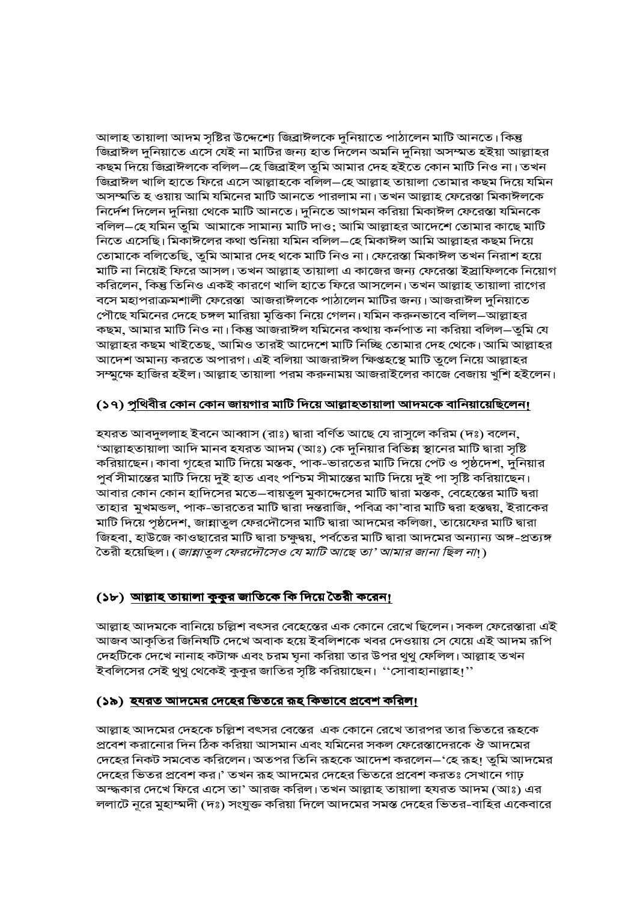আলাহ তায়ালা আদম সৃষ্টির উদ্দেশ্যে জিব্রাঈলকে দুনিয়াতে পাঠালেন মাটি আনতে। কিন্তু জিব্রাঈল দুনিয়াতে এসে যেই না মাটির জন্য হাত দিলেন অমনি দুনিয়া অসম্মত হইয়া আল্লাহর কছম দিয়ে জিব্রাঈলকে বলিল—হে জিব্রাইল তুমি আমার দেহ হইতে কোন মাটি নিও না। তখন জিব্রাঈল খালি হাতে ফিরে এসে আল্লাহকে বলিল—হে আল্লাহ তায়ালা তোমার কছম দিয়ে যমিন অসম্মতি হ ওয়ায় আমি যমিনের মাটি আনতে পারলাম না। তখন আল্লাহ ফেরেস্তা মিকাঈলকে নির্দেশ দিলেন দুনিয়া থেকে মাটি আনতে। দুনিতে আগমন করিয়া মিকাঈল ফেরেস্তা যমিনকে বলিল—হে যমিন তুমি আমাকে সামান্য মাটি দাও; আমি আল্লাহর আদেশে তোমার কাছে মাটি নিতে এসেছি। মিকাঈলের কথা শুনিয়া যমিন বলিল—হে মিকাঈল আমি আল্লাহর কছম দিয়ে তোমাকে বলিতেছি, তুমি আমার দেহ থকে মাটি নিও না। ফেরেস্তা মিকাঈল তখন নিরাশ হয়ে মাটি না নিয়েই ফিরে আসল। তখন আল্লাহ তায়ালা এ কাজের জন্য ফেরেস্তা ইস্রাফিলকে নিয়োগ করিলেন, কিন্তু তিনিও একই কারণে খালি হাতে ফিরে আসলেন। তখন আল্লাহ তায়ালা রাগের বসে মহাপরাক্রমশালী ফেরেস্তা আজরাঈলকে পাঠালেন মাটির জন্য। আজরাঈল দুনিয়াতে পৌছে যমিনের দেহে চঙ্গল মারিয়া মৃত্তিকা নিয়ে গেলেন। যমিন করুনভাবে বলিল—আল্লাহর কছম, আমার মাটি নিও না। কিন্তু আজরাঈল যমিনের কথায় কর্নপাত না করিয়া বলিল—তুমি যে আল্লাহর কছম খাইতেছ, আমিও তারই আদেশে মাটি নিচ্ছি তোমার দেহ থেকে। আমি আল্লাহর আদেশ অমান্য করতে অপারগ। এই বলিয়া আজরাঈল ক্ষিপ্তহস্থে মাটি তুলে নিয়ে আল্লাহর সম্মুক্ষে হাজির হইল। আল্লাহ তায়ালা পরম করুনাময় আজরাইলের কাজে বেজায় খুশি হইলেন।

### (১৭) পৃথিবীর কোন কোন জায়গার মাটি দিয়ে আল্লাহতায়ালা আদমকে বানিয়ায়েছিলেন!

হযরত আবদুললাহ ইবনে আব্বাস (রাঃ) দ্বারা বর্ণিত আছে যে রাসুলে করিম (দঃ) বলেন, 'আল্লাহতায়ালা আদি মানব হযরত আদম (আঃ) কে দুনিয়ার বিভিন্ন স্থানের মাটি দ্বারা সৃষ্টি করিয়াছেন। কাবা গৃহের মাটি দিয়ে মস্তক, পাক-ভারতের মাটি দিয়ে পেট ও পৃষ্ঠদেশ, দুনিয়ার পুর্ব সীমান্তের মাটি দিয়ে দুই হাত এবং পশ্চিম সীমান্তের মাটি দিয়ে দুই পা সৃষ্টি করিয়াছেন। আবার কোন কোন হাদিসের মতে—বায়তুল মুকাদ্দেসের মাটি দ্বারা মস্তক, বেহেস্তের মাটি দ্বরা তাহার মুখমন্ডল, পাক-ভারতের মাটি দ্বারা দন্তরাজি, পবিত্র কা'বার মাটি দ্বরা হস্তদ্বয়, ইরাকের মাটি দিয়ে পৃষ্ঠদেশ, জান্নাতুল ফেরদৌসের মাটি দ্বারা আদমের কলিজা, তায়েফের মাটি দ্বারা জিহবা, হাউজে কাওছারের মাটি দ্বারা চক্ষুদ্বয়, পর্বতের মাটি দ্বারা আদমের অন্যান্য অঙ্গ-প্রত্যঙ্গ তৈরী হয়েছিল। (*জান্নাতুল ফেরদৌসেও যে মাটি আছে তা' আমার জানা ছিল না!*)

### (১৮) আল্লাহ তায়ালা কুকুর জাতিকে কি দিয়ে তৈরী করেন!

আল্লাহ আদমকে বানিয়ে চল্লিশ বৎসর বেহেস্তের এক কোনে রেখে ছিলেন। সকল ফেরেস্তারা এই আজব আকৃতির জিনিষটি দেখে অবাক হয়ে ইবলিশকে খবর দেওয়ায় সে যেয়ে এই আদম রূপি দেহটিকে দেখে নানাহ কটাক্ষ এবং চরম ঘৃনা করিয়া তার উপর থুথু ফেলিল। আল্লাহ তখন ইবলিসের সেই থুথু থেকেই কুকুর জাতির সৃষ্টি করিয়াছেন। ''সোবাহানাল্লাহ!''

### (১৯) হযরত আদমের দেহের ভিতরে রূহ কিভাবে প্রবেশ করিল!

আল্লাহ আদমের দেহকে চল্লিশ বৎসর বেস্তের এক কোনে রেখে তারপর তার ভিতরে রূহকে প্রবেশ করানোর দিন ঠিক করিয়া আসমান এবং যমিনের সকল ফেরেস্তাদেরকে ঔ আদমের দেহের নিকট সমবেত করিলেন। অতপর তিনি রূহকে আদেশ করলেন—'হে রূহ! তুমি আদমের দেহের ভিতর প্রবেশ কর।' তখন রূহ আদমের দেহের ভিতরে প্রবেশ করতঃ সেখানে গাঢ় অন্দ্ধকার দেখে ফিরে এসে তা' আরজ করিল। তখন আল্লাহ তায়ালা হযরত আদম (আঃ) এর ললাটে নূরে মুহাম্মদী (দঃ) সংযুক্ত করিয়া দিলে আদমের সমস্ত দেহের ভিতর-বাহির একেবারে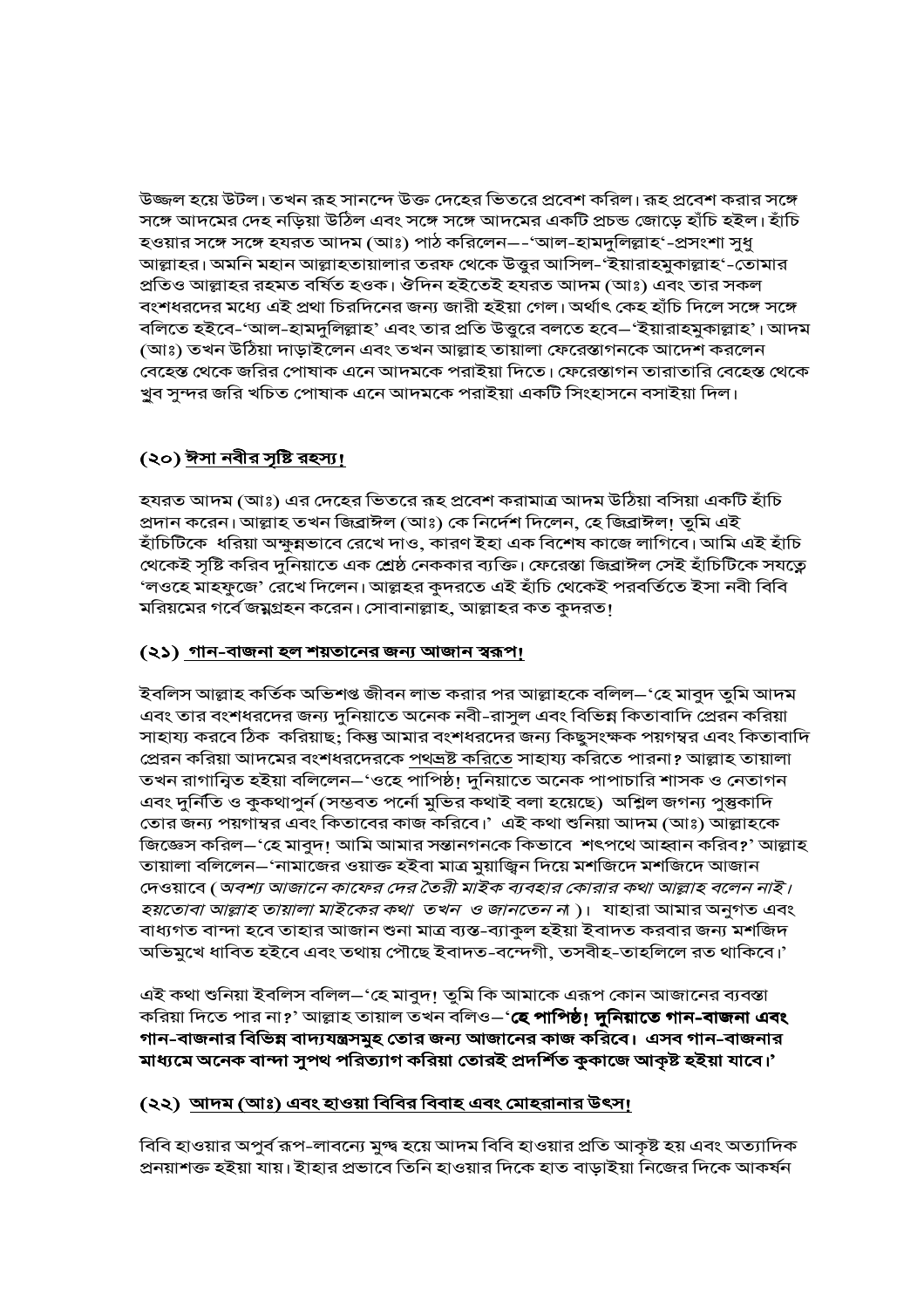উজ্জল হয়ে উটল। তখন রূহ সানন্দে উক্ত দেহের ভিতরে প্রবেশ করিল। রূহ প্রবেশ করার সঙ্গে সঙ্গে আদমের দেহ নড়িয়া উঠিল এবং সঙ্গে সঙ্গে আদমের একটি প্রচন্ড জোড়ে হাঁচি হইল। হাঁচি হওয়ার সঙ্গে সঙ্গে হযরত আদম (আঃ) পাঠ করিলেন–-'আল-হামদুলিল্লাহ'-প্রসংশা সুধু আল্লাহর। অমনি মহান আল্লাহতায়ালার তরফ থেকে উত্তুর আসিল-'ইয়ারাহমুকাল্লাহ'-তোমার প্রতিও আল্লাহর রহমত বর্ষিত হওক। ঔদিন হইতেই হযরত আদম (আঃ) এবং তার সকল বংশধরদের মধ্যে এই প্রথা চিরদিনের জন্য জারী হইয়া গেল। অর্থাৎ কেহ হাঁচি দিলে সঙ্গে সঙ্গে বলিতে হইবে-'আল-হামদুলিল্লাহ' এবং তার প্রতি উত্তুরে বলতে হবে–'ইয়ারাহমুকাল্লাহ'। আদম (আঃ) তখন উঠিয়া দাড়াইলেন এবং তখন আল্লাহ তায়ালা ফেরেস্তাগনকে আদেশ করলেন বেহেস্ত থেকে জরির পোষাক এনে আদমকে পরাইয়া দিতে। ফেরেস্তাগন তারাতারি বেহেস্ত থেকে খুব সুন্দর জরি খচিত পোষাক এনে আদমকে পরাইয়া একটি সিংহাসনে বসাইয়া দিল।

### (২০) <u>ঈসা নবীর সৃষ্টি রহস্য!</u>

হযরত আদম (আঃ) এর দেহের ভিতরে রূহ প্রবেশ করামাত্র আদম উঠিয়া বসিয়া একটি হাঁচি প্রদান করেন। আল্লাহ তখন জিব্রাঈল (আঃ) কে নির্দেশ দিলেন, হে জিব্রাঈল! তুমি এই হাঁচিটিকে ধরিয়া অক্ষুন্নভাবে রেখে দাও, কারণ ইহা এক বিশেষ কাজে লাগিবে। আমি এই হাঁচি থেকেই সৃষ্টি করিব দুনিয়াতে এক শ্রেষ্ঠ নেককার ব্যক্তি। ফেরেস্তা জিব্রাঈল সেই হাঁচিটিকে সযত্নে 'লওহে মাহফুজে' রেখে দিলেন। আল্লহর কুদরতে এই হাঁচি থেকেই পরবর্তিতে ইসা নবী বিবি মরিয়মের গর্বে জন্মগ্রহন করেন। সোবানাল্লাহ, আল্লাহর কত কুদরত!

### (২১) <u>গান-বাজনা হল শয়তানের জন্য আজান স্বরূপ!</u>

ইবলিস আল্লাহ কর্তিক অভিশপ্ত জীবন লাভ করার পর আল্লাহকে বলিল–'হে মাবুদ তুমি আদম এবং তার বংশধরদের জন্য দুনিয়াতে অনেক নবী-রাসুল এবং বিভিন্ন কিতাবাদি প্রেরন করিয়া সাহায্য করবে ঠিক করিয়াছ; কিন্তু আমার বংশধরদের জন্য কিছুসংক্ষক পয়গম্বর এবং কিতাবাদি প্রেরন করিয়া আদমের বংশধরদেরকে পথভ্রষ্ট করিতে সাহায্য করিতে পারনা? আল্লাহ তায়ালা তখন রাগান্বিত হইয়া বলিলেন–'ওহে পাপিষ্ঠ! দুনিয়াতে অনেক পাপাচারি শাসক ও নেতাগন এবং দুর্নিতি ও কুকথাপুর্ন (সম্ভবত পর্নো মুভির কথাই বলা হয়েছে) অশ্লিল জগন্য পুস্তকাদি তোর জন্য পয়গাম্বর এবং কিতাবের কাজ করিবে।' এই কথা শুনিয়া আদম (আঃ) আল্লাহকে জিজ্ঞেস করিল–'হে মাবুদ! আমি আমার সন্তানগনকে কিভাবে শৎপথে আহ্বান করিব?' আল্লাহ তায়ালা বলিলেন–'নামাজের ওয়াক্ত হইবা মাত্র মুয়াজ্জিন দিয়ে মশজিদে মশজিদে আজান দেওয়াবে (*অবশ্য আজানে কাফের দের তৈরী মাইক ব্যবহার কোরার কথা আল্লাহ বলেন নাই। হয়তোবা আল্লাহ তায়ালা মাইকের কথা তখন ও জানতেন না*)। যাহারা আমার অনুগত এবং বাধ্যগত বান্দা হবে তাহার আজান শুনা মাত্র ব্যস্ত-ব্যাকুল হইয়া ইবাদত করবার জন্য মশজিদ অভিমুখে ধাবিত হইবে এবং তথায় পৌছে ইবাদত-বন্দেগী, তসবীহ-তাহলিলে রত থাকিবে।'

এই কথা শুনিয়া ইবলিস বলিল–'হে মাবুদ! তুমি কি আমাকে এরূপ কোন আজানের ব্যবস্তা করিয়া দিতে পার না?' আল্লাহ তায়াল তখন বলিও–'**হে পাপিষ্ঠ! দুনিয়াতে গান-বাজনা এবং গান-বাজনার বিভিন্ন বাদ্যযন্ত্রসমুহ তোর জন্য আজানের কাজ করিবে। এসব গান-বাজনার মাধ্যমে অনেক বান্দা সুপথ পরিত্যাগ করিয়া তোরই প্রদর্শিত কুকাজে আকৃষ্ট হইয়া যাবে।**'

### (২২) <u>আদম (আঃ) এবং হাওয়া বিবির বিবাহ এবং মোহরানার উৎস!</u>

বিবি হাওয়ার অপুর্ব রূপ-লাবন্যে মুগ্ধ হয়ে আদম বিবি হাওয়ার প্রতি আকৃষ্ট হয় এবং অত্যাদিক প্রনয়াশক্ত হইয়া যায়। ইহার প্রভাবে তিনি হাওয়ার দিকে হাত বাড়াইয়া নিজের দিকে আকর্ষন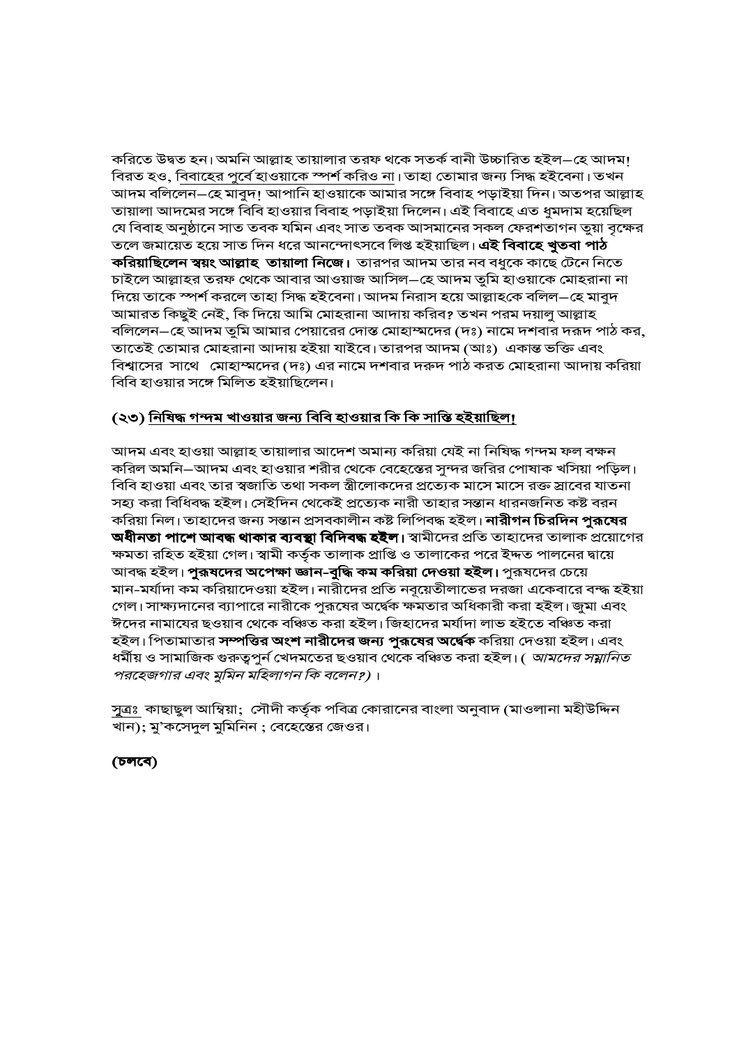করিতে উদ্বত হন। অমনি আল্লাহ তায়ালার তরফ থকে সতর্ক বানী উচ্চারিত হইল–হে আদম! বিরত হও, বিবাহের পুর্বে হাওয়াকে স্পর্শ করিও না। তাহা তোমার জন্য সিদ্ধ হইবেনা। তখন আদম বলিলেন–হে মাবুদ! আপানি হাওয়াকে আমার সঙ্গে বিবাহ পড়াইয়া দিন। অতপর আল্লাহ তায়ালা আদমের সঙ্গে বিবি হাওয়ার বিবাহ পড়াইয়া দিলেন। এই বিবাহে এত ধুমদাম হয়েছিল যে বিবাহ অনুষ্ঠানে সাত তবক যমিন এবং সাত তবক আসমানের সকল ফেরশতাগন তুয়া বৃক্ষের তলে জমায়েত হয়ে সাত দিন ধরে আনন্দোৎসবে লিপ্ত হইয়াছিল। **এই বিবাহে খুতবা পাঠ করিয়াছিলেন স্বয়ং আল্লাহ তায়ালা নিজে।** তারপর আদম তার নব বধুকে কাছে টেনে নিতে চাইলে আল্লাহর তরফ থেকে আবার আওয়াজ আসিল–হে আদম তুমি হাওয়াকে মোহরানা না দিয়ে তাকে স্পর্শ করলে তাহা সিদ্ধ হইবেনা। আদম নিরাস হয়ে আল্লাহকে বলিল–হে মাবুদ আমারত কিছুই নেই, কি দিয়ে আমি মোহরানা আদায় করিব? তখন পরম দয়ালু আল্লাহ বলিলেন–হে আদম তুমি আমার পেয়ারের দোস্ত মোহাম্মদের (দঃ) নামে দশবার দরূদ পাঠ কর, তাতেই তোমার মোহরানা আদায় হইয়া যাইবে। তারপর আদম (আঃ) একান্ত ভক্তি এবং বিশ্বাসের সাথে মোহাম্মদের (দঃ) এর নামে দশবার দরুদ পাঠ করত মোহরানা আদায় করিয়া বিবি হাওয়ার সঙ্গে মিলিত হইয়াছিলেন।

**(২৩) নিষিদ্ধ গন্দম খাওয়ার জন্য বিবি হাওয়ার কি কি সাস্তি হইয়াছিল!**

আদম এবং হাওয়া আল্লাহ তায়ালার আদেশ অমান্য করিয়া যেই না নিষিদ্ধ গন্দম ফল বক্ষন করিল অমনি–আদম এবং হাওয়ার শরীর থেকে বেহেস্তের সুন্দর জরির পোষাক খসিয়া পড়িল। বিবি হাওয়া এবং তার স্বজাতি তথা সকল স্ত্রীলোকদের প্রত্যেক মাসে মাসে রক্ত স্রাবের যাতনা সহ্য করা বিধিবদ্ধ হইল। সেইদিন থেকেই প্রত্যেক নারী তাহার সন্তান ধারনজনিত কষ্ট বরন করিয়া নিল। তাহাদের জন্য সন্তান প্রসবকালীন কষ্ট লিপিবদ্ধ হইল। **নারীগন চিরদিন পুরুষের অধীনতা পাশে আবদ্ধ থাকার ব্যবস্থা বিদিবদ্ধ হইল।** স্বামীদের প্রতি তাহাদের তালাক প্রয়োগের ক্ষমতা রহিত হইয়া গেল। স্বামী কর্তৃক তালাক প্রাপ্তি ও তালাকের পরে ইদ্দত পালনের দ্বায়ে আবদ্ধ হইল। **পুরুষদের অপেক্ষা জ্ঞান-বুদ্ধি কম করিয়া দেওয়া হইল।** পুরুষদের চেয়ে মান-মর্যাদা কম করিয়াদেওয়া হইল। নারীদের প্রতি নবূয়েতীলাভের দরজা একেবারে বন্দ্ধ হইয়া গেল। সাক্ষ্যদানের ব্যাপারে নারীকে পুরুষের অর্দ্ধেক ক্ষমতার অধিকারী করা হইল। জুমা এবং ঈদের নামাযের ছওয়াব থেকে বঞ্চিত করা হইল। জিহাদের মর্যাদা লাভ হইতে বঞ্চিত করা হইল। পিতামাতার **সম্পত্তির অংশ নারীদের জন্য পুরুষের অর্দ্ধেক** করিয়া দেওয়া হইল। এবং ধর্মীয় ও সামাজিক গুরুত্বপুর্ন খেদমতের ছওয়াব থেকে বঞ্চিত করা হইল। ( *আমদের সম্মানিত পরহেজগার এবং মুমিন মহিলাগন কি বলেন?)* ।

সুত্রঃ কাছাছুল আম্বিয়া; সৌদী কর্তৃক পবিত্র কোরানের বাংলা অনুবাদ (মাওলানা মহীউদ্দিন খান); মু'কসেদুল মুমিনিন ; বেহেস্তের জেওর।

**(চলবে)**